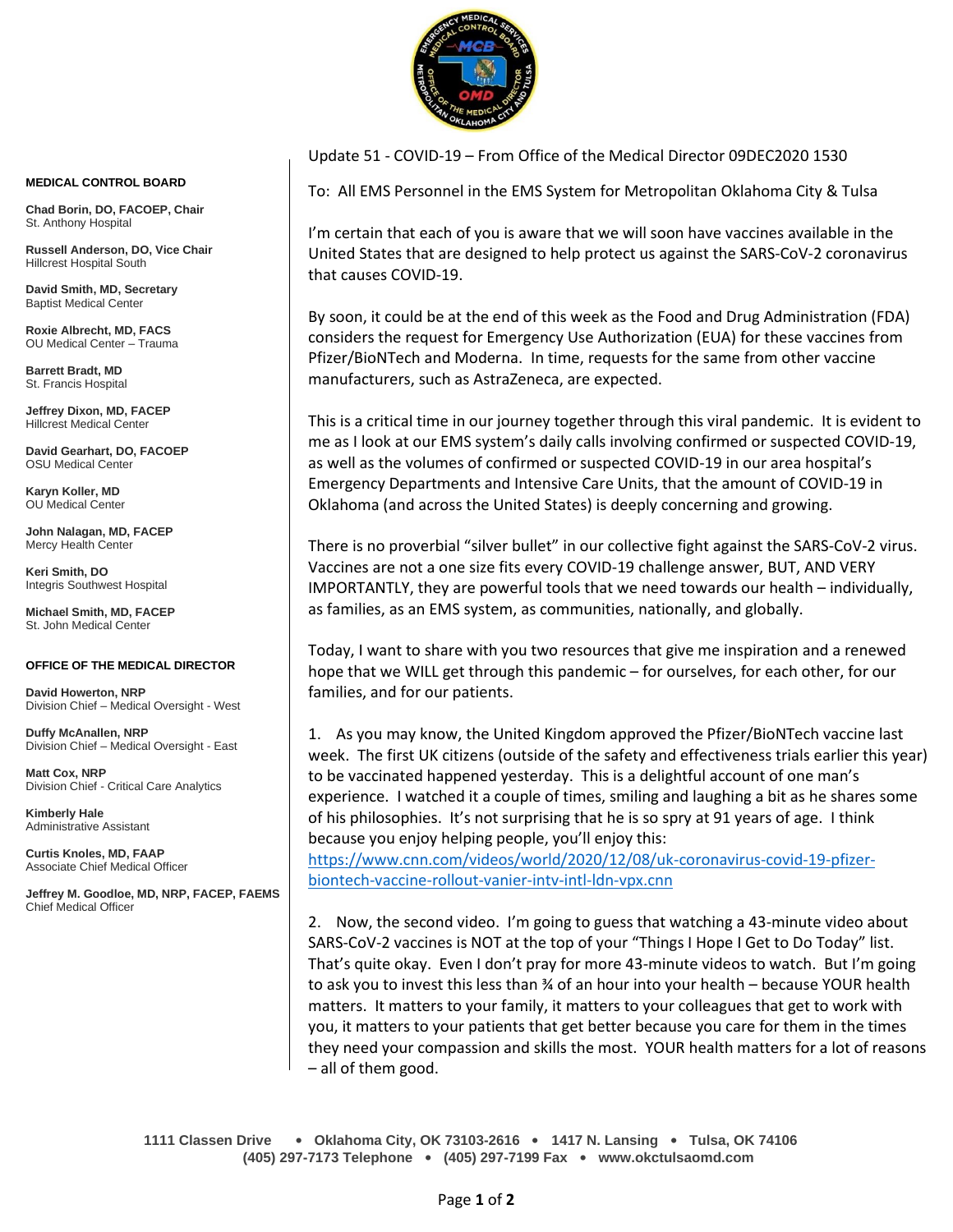**MEDICAL CONTROL BOARD**

**Chad Borin, DO, FACOEP, Chair**
St. Anthony Hospital

**Russell Anderson, DO, Vice Chair**
Hillcrest Hospital South

**David Smith, MD, Secretary**
Baptist Medical Center

**Roxie Albrecht, MD, FACS**
OU Medical Center – Trauma

**Barrett Bradt, MD**
St. Francis Hospital

**Jeffrey Dixon, MD, FACEP**
Hillcrest Medical Center

**David Gearhart, DO, FACOEP**
OSU Medical Center

**Karyn Koller, MD**
OU Medical Center

**John Nalagan, MD, FACEP**
Mercy Health Center

**Keri Smith, DO**
Integris Southwest Hospital

**Michael Smith, MD, FACEP**
St. John Medical Center

**OFFICE OF THE MEDICAL DIRECTOR**

**David Howerton, NRP**
Division Chief – Medical Oversight - West

**Duffy McAnallen, NRP**
Division Chief – Medical Oversight - East

**Matt Cox, NRP**
Division Chief - Critical Care Analytics

**Kimberly Hale**
Administrative Assistant

**Curtis Knoles, MD, FAAP**
Associate Chief Medical Officer

**Jeffrey M. Goodloe, MD, NRP, FACEP, FAEMS**
Chief Medical Officer

Update 51 - COVID-19 – From Office of the Medical Director 09DEC2020 1530

To: All EMS Personnel in the EMS System for Metropolitan Oklahoma City & Tulsa

I'm certain that each of you is aware that we will soon have vaccines available in the United States that are designed to help protect us against the SARS-CoV-2 coronavirus that causes COVID-19.

By soon, it could be at the end of this week as the Food and Drug Administration (FDA) considers the request for Emergency Use Authorization (EUA) for these vaccines from Pfizer/BioNTech and Moderna. In time, requests for the same from other vaccine manufacturers, such as AstraZeneca, are expected.

This is a critical time in our journey together through this viral pandemic. It is evident to me as I look at our EMS system's daily calls involving confirmed or suspected COVID-19, as well as the volumes of confirmed or suspected COVID-19 in our area hospital's Emergency Departments and Intensive Care Units, that the amount of COVID-19 in Oklahoma (and across the United States) is deeply concerning and growing.

There is no proverbial "silver bullet" in our collective fight against the SARS-CoV-2 virus. Vaccines are not a one size fits every COVID-19 challenge answer, BUT, AND VERY IMPORTANTLY, they are powerful tools that we need towards our health – individually, as families, as an EMS system, as communities, nationally, and globally.

Today, I want to share with you two resources that give me inspiration and a renewed hope that we WILL get through this pandemic – for ourselves, for each other, for our families, and for our patients.

1. As you may know, the United Kingdom approved the Pfizer/BioNTech vaccine last week. The first UK citizens (outside of the safety and effectiveness trials earlier this year) to be vaccinated happened yesterday. This is a delightful account of one man's experience. I watched it a couple of times, smiling and laughing a bit as he shares some of his philosophies. It's not surprising that he is so spry at 91 years of age. I think because you enjoy helping people, you'll enjoy this:
https://www.cnn.com/videos/world/2020/12/08/uk-coronavirus-covid-19-pfizer-biontech-vaccine-rollout-vanier-intv-intl-ldn-vpx.cnn

2. Now, the second video. I'm going to guess that watching a 43-minute video about SARS-CoV-2 vaccines is NOT at the top of your "Things I Hope I Get to Do Today" list. That's quite okay. Even I don't pray for more 43-minute videos to watch. But I'm going to ask you to invest this less than ¾ of an hour into your health – because YOUR health matters. It matters to your family, it matters to your colleagues that get to work with you, it matters to your patients that get better because you care for them in the times they need your compassion and skills the most. YOUR health matters for a lot of reasons – all of them good.

**1111 Classen Drive • Oklahoma City, OK 73103-2616 • 1417 N. Lansing • Tulsa, OK 74106**
**(405) 297-7173 Telephone • (405) 297-7199 Fax • www.okctulsaomd.com**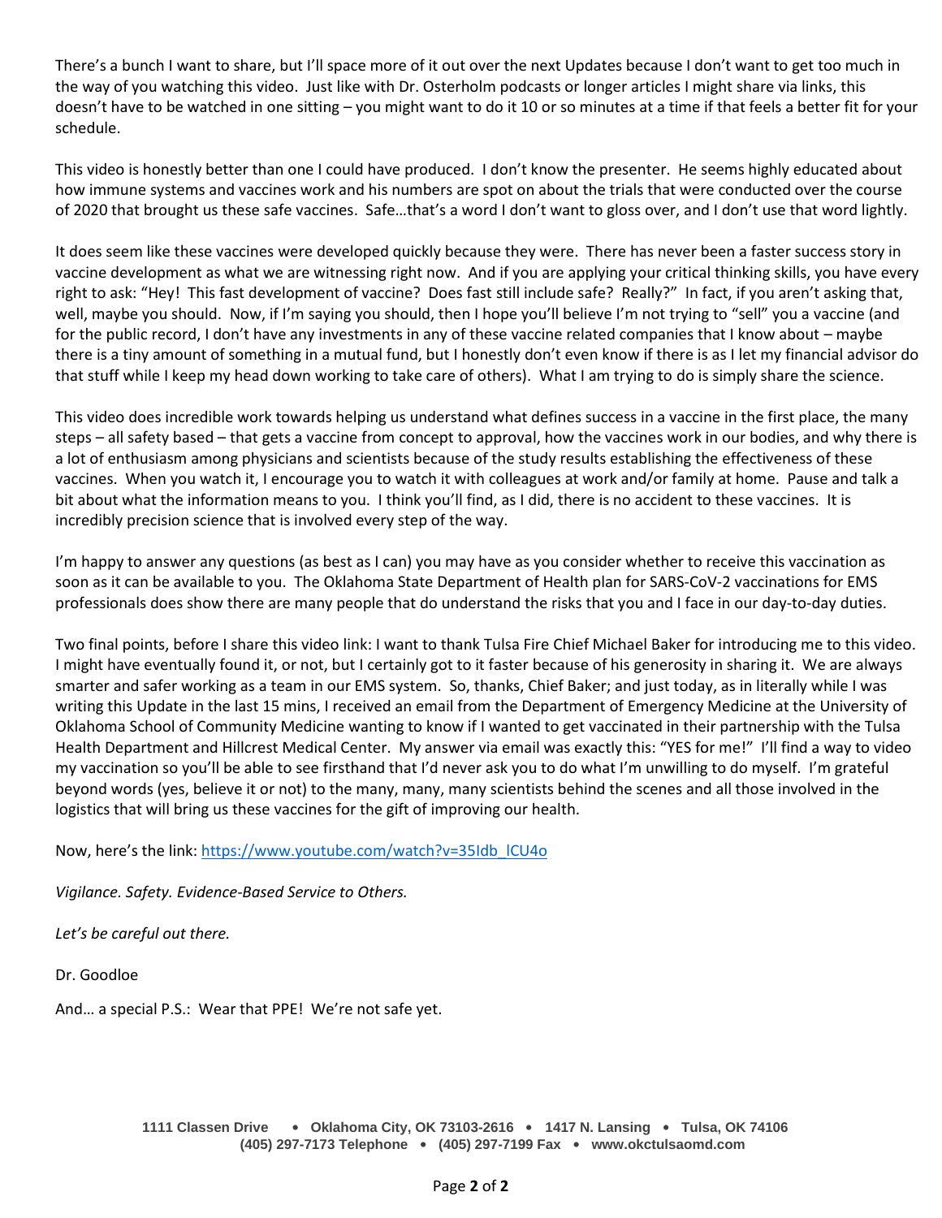There's a bunch I want to share, but I'll space more of it out over the next Updates because I don't want to get too much in the way of you watching this video. Just like with Dr. Osterholm podcasts or longer articles I might share via links, this doesn't have to be watched in one sitting – you might want to do it 10 or so minutes at a time if that feels a better fit for your schedule.

This video is honestly better than one I could have produced. I don't know the presenter. He seems highly educated about how immune systems and vaccines work and his numbers are spot on about the trials that were conducted over the course of 2020 that brought us these safe vaccines. Safe…that's a word I don't want to gloss over, and I don't use that word lightly.

It does seem like these vaccines were developed quickly because they were. There has never been a faster success story in vaccine development as what we are witnessing right now. And if you are applying your critical thinking skills, you have every right to ask: "Hey! This fast development of vaccine? Does fast still include safe? Really?" In fact, if you aren't asking that, well, maybe you should. Now, if I'm saying you should, then I hope you'll believe I'm not trying to "sell" you a vaccine (and for the public record, I don't have any investments in any of these vaccine related companies that I know about – maybe there is a tiny amount of something in a mutual fund, but I honestly don't even know if there is as I let my financial advisor do that stuff while I keep my head down working to take care of others). What I am trying to do is simply share the science.

This video does incredible work towards helping us understand what defines success in a vaccine in the first place, the many steps – all safety based – that gets a vaccine from concept to approval, how the vaccines work in our bodies, and why there is a lot of enthusiasm among physicians and scientists because of the study results establishing the effectiveness of these vaccines. When you watch it, I encourage you to watch it with colleagues at work and/or family at home. Pause and talk a bit about what the information means to you. I think you'll find, as I did, there is no accident to these vaccines. It is incredibly precision science that is involved every step of the way.

I'm happy to answer any questions (as best as I can) you may have as you consider whether to receive this vaccination as soon as it can be available to you. The Oklahoma State Department of Health plan for SARS-CoV-2 vaccinations for EMS professionals does show there are many people that do understand the risks that you and I face in our day-to-day duties.

Two final points, before I share this video link: I want to thank Tulsa Fire Chief Michael Baker for introducing me to this video. I might have eventually found it, or not, but I certainly got to it faster because of his generosity in sharing it. We are always smarter and safer working as a team in our EMS system. So, thanks, Chief Baker; and just today, as in literally while I was writing this Update in the last 15 mins, I received an email from the Department of Emergency Medicine at the University of Oklahoma School of Community Medicine wanting to know if I wanted to get vaccinated in their partnership with the Tulsa Health Department and Hillcrest Medical Center. My answer via email was exactly this: "YES for me!" I'll find a way to video my vaccination so you'll be able to see firsthand that I'd never ask you to do what I'm unwilling to do myself. I'm grateful beyond words (yes, believe it or not) to the many, many, many scientists behind the scenes and all those involved in the logistics that will bring us these vaccines for the gift of improving our health.

Now, here's the link: https://www.youtube.com/watch?v=35Idb_lCU4o

*Vigilance. Safety. Evidence-Based Service to Others.*

*Let's be careful out there.*

Dr. Goodloe

And… a special P.S.: Wear that PPE! We're not safe yet.

**1111 Classen Drive • Oklahoma City, OK 73103-2616 • 1417 N. Lansing • Tulsa, OK 74106**
**(405) 297-7173 Telephone • (405) 297-7199 Fax • www.okctulsaomd.com**